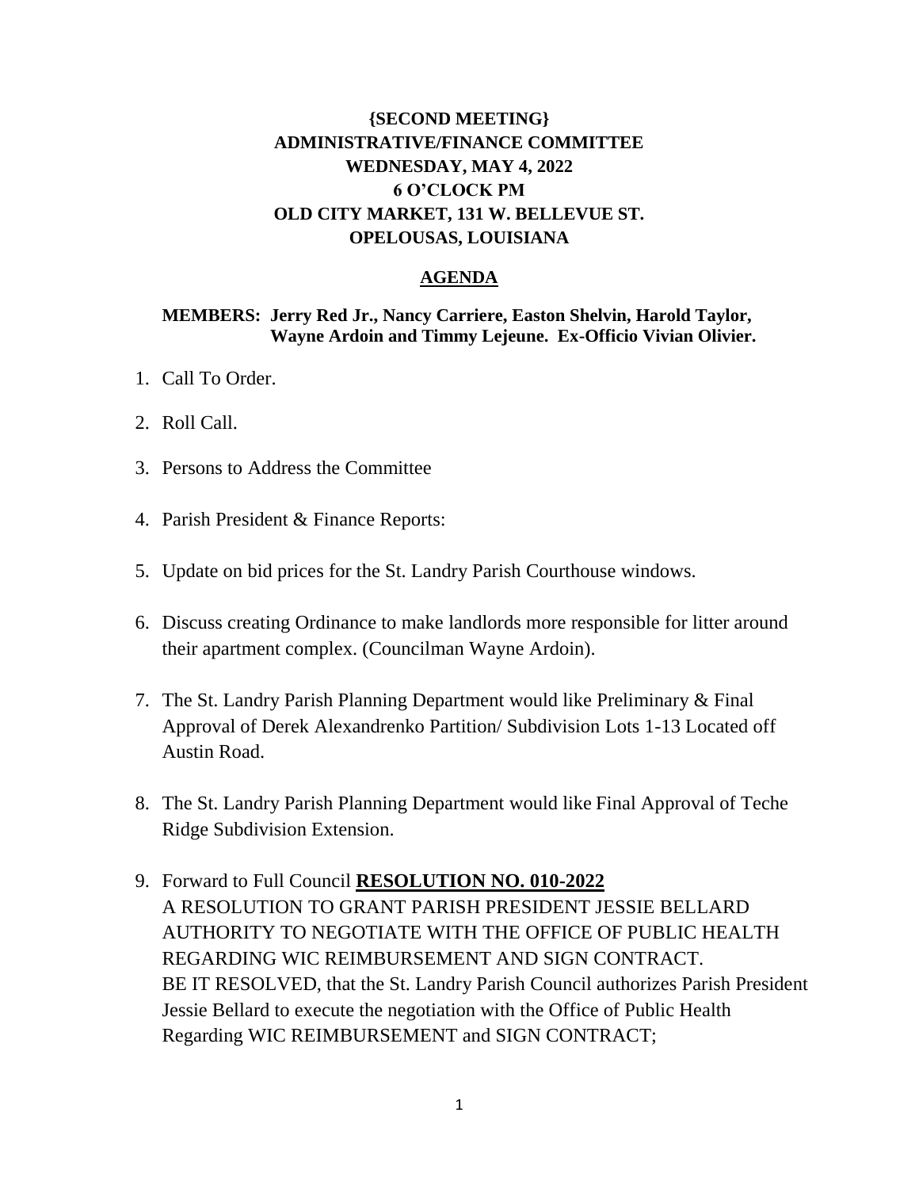**{SECOND MEETING}**
**ADMINISTRATIVE/FINANCE COMMITTEE**
**WEDNESDAY, MAY 4, 2022**
**6 O'CLOCK PM**
**OLD CITY MARKET, 131 W. BELLEVUE ST.**
**OPELOUSAS, LOUISIANA**

## AGENDA

**MEMBERS: Jerry Red Jr., Nancy Carriere, Easton Shelvin, Harold Taylor, Wayne Ardoin and Timmy Lejeune. Ex-Officio Vivian Olivier.**

1. Call To Order.
2. Roll Call.
3. Persons to Address the Committee
4. Parish President & Finance Reports:
5. Update on bid prices for the St. Landry Parish Courthouse windows.
6. Discuss creating Ordinance to make landlords more responsible for litter around their apartment complex. (Councilman Wayne Ardoin).
7. The St. Landry Parish Planning Department would like Preliminary & Final Approval of Derek Alexandrenko Partition/ Subdivision Lots 1-13 Located off Austin Road.
8. The St. Landry Parish Planning Department would like Final Approval of Teche Ridge Subdivision Extension.
9. Forward to Full Council **RESOLUTION NO. 010-2022**
   A RESOLUTION TO GRANT PARISH PRESIDENT JESSIE BELLARD AUTHORITY TO NEGOTIATE WITH THE OFFICE OF PUBLIC HEALTH REGARDING WIC REIMBURSEMENT AND SIGN CONTRACT.
   BE IT RESOLVED, that the St. Landry Parish Council authorizes Parish President Jessie Bellard to execute the negotiation with the Office of Public Health Regarding WIC REIMBURSEMENT and SIGN CONTRACT;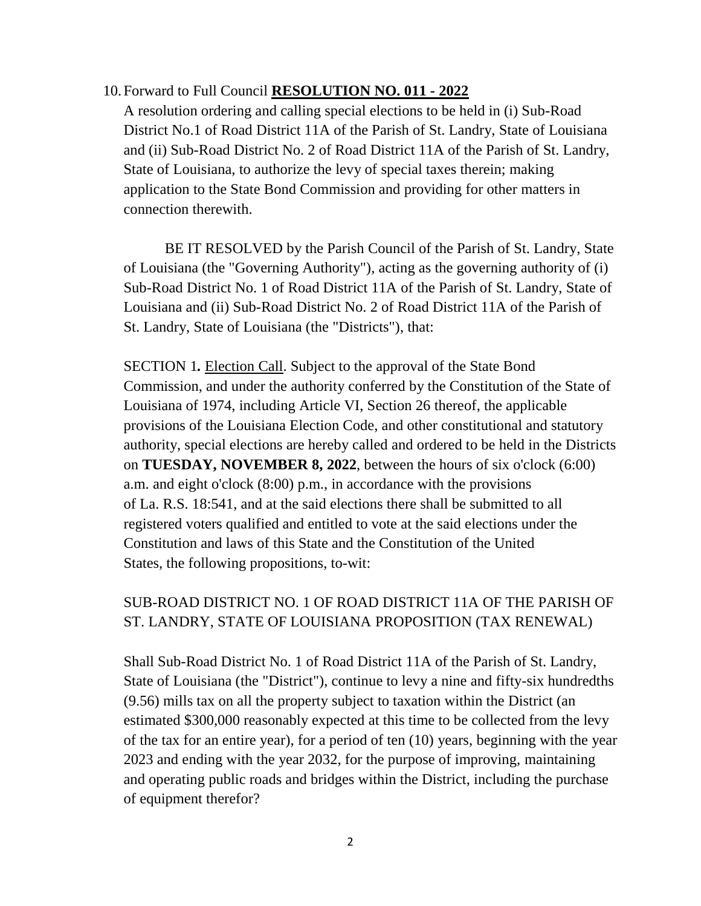10. Forward to Full Council **RESOLUTION NO. 011 - 2022**

A resolution ordering and calling special elections to be held in (i) Sub-Road District No.1 of Road District 11A of the Parish of St. Landry, State of Louisiana and (ii) Sub-Road District No. 2 of Road District 11A of the Parish of St. Landry, State of Louisiana, to authorize the levy of special taxes therein; making application to the State Bond Commission and providing for other matters in connection therewith.

BE IT RESOLVED by the Parish Council of the Parish of St. Landry, State of Louisiana (the "Governing Authority"), acting as the governing authority of (i) Sub-Road District No. 1 of Road District 11A of the Parish of St. Landry, State of Louisiana and (ii) Sub-Road District No. 2 of Road District 11A of the Parish of St. Landry, State of Louisiana (the "Districts"), that:

SECTION 1**.** Election Call. Subject to the approval of the State Bond Commission, and under the authority conferred by the Constitution of the State of Louisiana of 1974, including Article VI, Section 26 thereof, the applicable provisions of the Louisiana Election Code, and other constitutional and statutory authority, special elections are hereby called and ordered to be held in the Districts on **TUESDAY, NOVEMBER 8, 2022**, between the hours of six o'clock (6:00) a.m. and eight o'clock (8:00) p.m., in accordance with the provisions of La. R.S. 18:541, and at the said elections there shall be submitted to all registered voters qualified and entitled to vote at the said elections under the Constitution and laws of this State and the Constitution of the United States, the following propositions, to-wit:

SUB-ROAD DISTRICT NO. 1 OF ROAD DISTRICT 11A OF THE PARISH OF ST. LANDRY, STATE OF LOUISIANA PROPOSITION (TAX RENEWAL)

Shall Sub-Road District No. 1 of Road District 11A of the Parish of St. Landry, State of Louisiana (the "District"), continue to levy a nine and fifty-six hundredths (9.56) mills tax on all the property subject to taxation within the District (an estimated $300,000 reasonably expected at this time to be collected from the levy of the tax for an entire year), for a period of ten (10) years, beginning with the year 2023 and ending with the year 2032, for the purpose of improving, maintaining and operating public roads and bridges within the District, including the purchase of equipment therefor?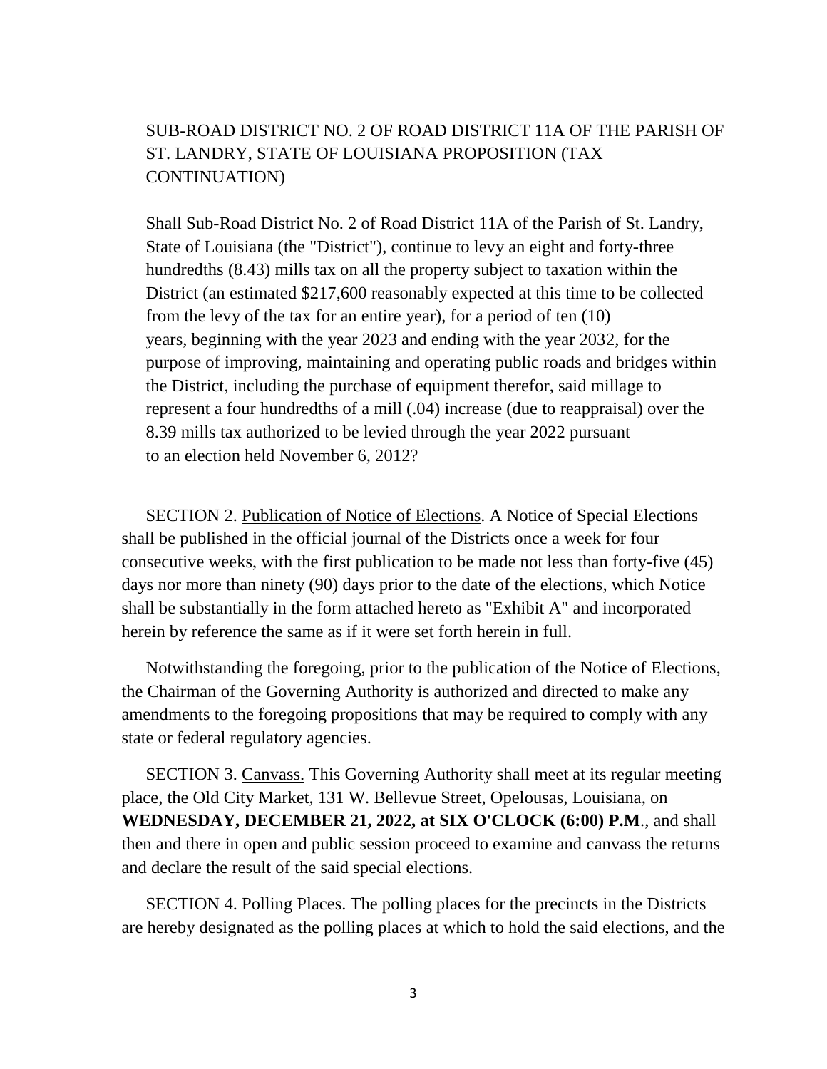SUB-ROAD DISTRICT NO. 2 OF ROAD DISTRICT 11A OF THE PARISH OF ST. LANDRY, STATE OF LOUISIANA PROPOSITION (TAX CONTINUATION)

Shall Sub-Road District No. 2 of Road District 11A of the Parish of St. Landry, State of Louisiana (the "District"), continue to levy an eight and forty-three hundredths (8.43) mills tax on all the property subject to taxation within the District (an estimated $217,600 reasonably expected at this time to be collected from the levy of the tax for an entire year), for a period of ten (10) years, beginning with the year 2023 and ending with the year 2032, for the purpose of improving, maintaining and operating public roads and bridges within the District, including the purchase of equipment therefor, said millage to represent a four hundredths of a mill (.04) increase (due to reappraisal) over the 8.39 mills tax authorized to be levied through the year 2022 pursuant to an election held November 6, 2012?

SECTION 2. <u>Publication of Notice of Elections</u>. A Notice of Special Elections shall be published in the official journal of the Districts once a week for four consecutive weeks, with the first publication to be made not less than forty-five (45) days nor more than ninety (90) days prior to the date of the elections, which Notice shall be substantially in the form attached hereto as "Exhibit A" and incorporated herein by reference the same as if it were set forth herein in full.

Notwithstanding the foregoing, prior to the publication of the Notice of Elections, the Chairman of the Governing Authority is authorized and directed to make any amendments to the foregoing propositions that may be required to comply with any state or federal regulatory agencies.

SECTION 3. <u>Canvass.</u> This Governing Authority shall meet at its regular meeting place, the Old City Market, 131 W. Bellevue Street, Opelousas, Louisiana, on **WEDNESDAY, DECEMBER 21, 2022, at SIX O'CLOCK (6:00) P.M**., and shall then and there in open and public session proceed to examine and canvass the returns and declare the result of the said special elections.

SECTION 4. <u>Polling Places</u>. The polling places for the precincts in the Districts are hereby designated as the polling places at which to hold the said elections, and the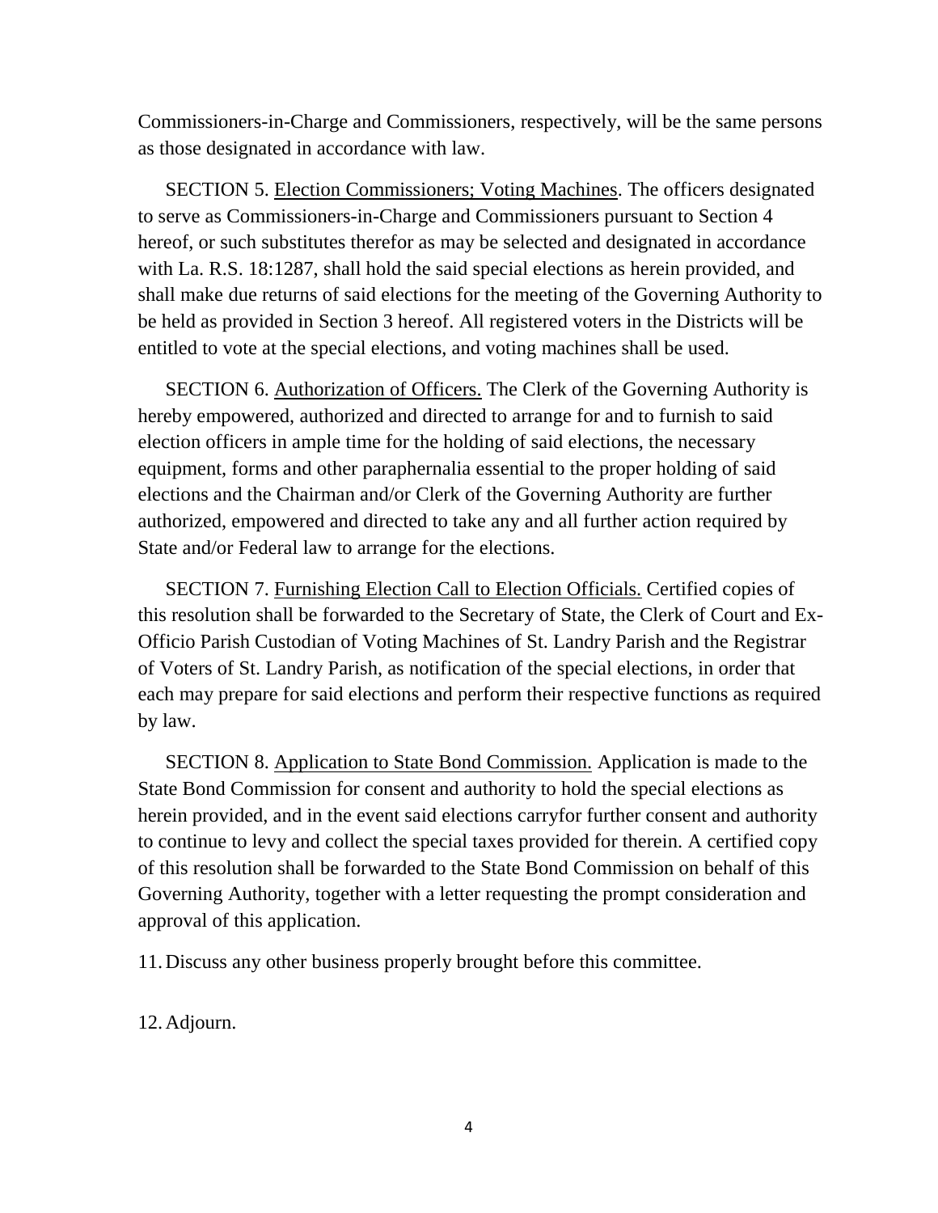Commissioners-in-Charge and Commissioners, respectively, will be the same persons as those designated in accordance with law.

SECTION 5. Election Commissioners; Voting Machines. The officers designated to serve as Commissioners-in-Charge and Commissioners pursuant to Section 4 hereof, or such substitutes therefor as may be selected and designated in accordance with La. R.S. 18:1287, shall hold the said special elections as herein provided, and shall make due returns of said elections for the meeting of the Governing Authority to be held as provided in Section 3 hereof. All registered voters in the Districts will be entitled to vote at the special elections, and voting machines shall be used.

SECTION 6. Authorization of Officers. The Clerk of the Governing Authority is hereby empowered, authorized and directed to arrange for and to furnish to said election officers in ample time for the holding of said elections, the necessary equipment, forms and other paraphernalia essential to the proper holding of said elections and the Chairman and/or Clerk of the Governing Authority are further authorized, empowered and directed to take any and all further action required by State and/or Federal law to arrange for the elections.

SECTION 7. Furnishing Election Call to Election Officials. Certified copies of this resolution shall be forwarded to the Secretary of State, the Clerk of Court and Ex-Officio Parish Custodian of Voting Machines of St. Landry Parish and the Registrar of Voters of St. Landry Parish, as notification of the special elections, in order that each may prepare for said elections and perform their respective functions as required by law.

SECTION 8. Application to State Bond Commission. Application is made to the State Bond Commission for consent and authority to hold the special elections as herein provided, and in the event said elections carryfor further consent and authority to continue to levy and collect the special taxes provided for therein. A certified copy of this resolution shall be forwarded to the State Bond Commission on behalf of this Governing Authority, together with a letter requesting the prompt consideration and approval of this application.

11. Discuss any other business properly brought before this committee.

12. Adjourn.